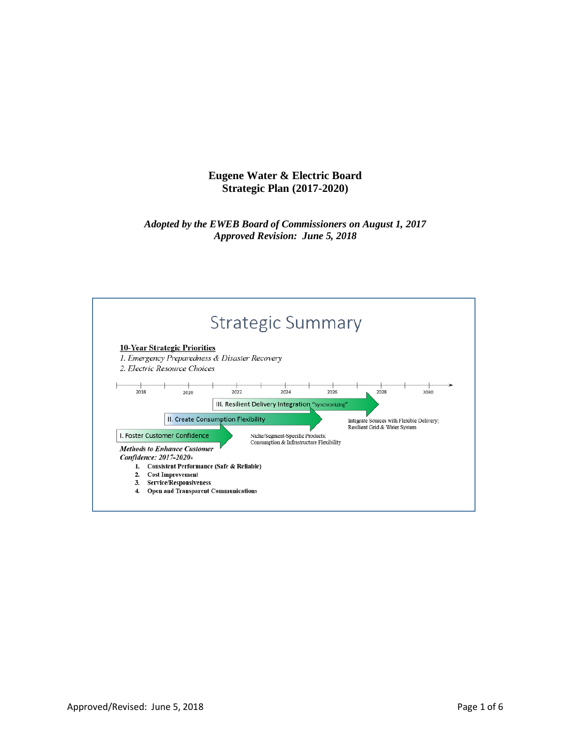# Eugene Water & Electric Board
# Strategic Plan (2017-2020)

*Adopted by the EWEB Board of Commissioners on August 1, 2017*
*Approved Revision: June 5, 2018*

## Strategic Summary

**10-Year Strategic Priorities**

*1. Emergency Preparedness & Disaster Recovery*
*2. Electric Resource Choices*

2018 2020 2022 2024 2026 2028 2030

III. Resilient Delivery Integration "Synchronizing"

Integrate Sources with Flexible Delivery; Resilient Grid & Water System

II. Create Consumption Flexibility

Niche/Segment-Specific Products; Consumption & Infrastructure Flexibility

I. Foster Customer Confidence

***Methods to Enhance Customer Confidence: 2017-2020+***

1. **Consistent Performance (Safe & Reliable)**
2. **Cost Improvement**
3. **Service/Responsiveness**
4. **Open and Transparent Communications**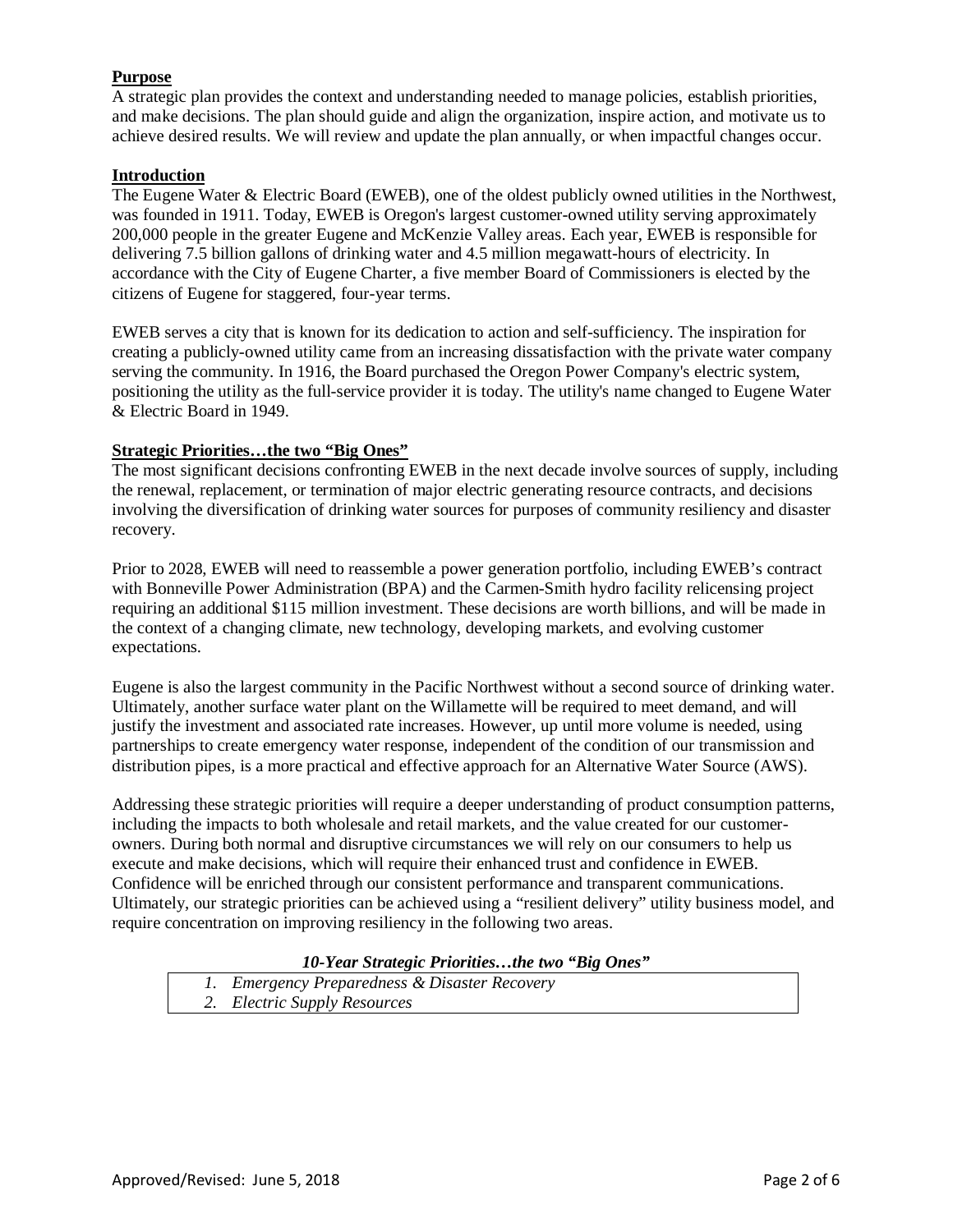## Purpose

A strategic plan provides the context and understanding needed to manage policies, establish priorities, and make decisions. The plan should guide and align the organization, inspire action, and motivate us to achieve desired results. We will review and update the plan annually, or when impactful changes occur.

## Introduction

The Eugene Water & Electric Board (EWEB), one of the oldest publicly owned utilities in the Northwest, was founded in 1911. Today, EWEB is Oregon's largest customer-owned utility serving approximately 200,000 people in the greater Eugene and McKenzie Valley areas. Each year, EWEB is responsible for delivering 7.5 billion gallons of drinking water and 4.5 million megawatt-hours of electricity. In accordance with the City of Eugene Charter, a five member Board of Commissioners is elected by the citizens of Eugene for staggered, four-year terms.

EWEB serves a city that is known for its dedication to action and self-sufficiency. The inspiration for creating a publicly-owned utility came from an increasing dissatisfaction with the private water company serving the community. In 1916, the Board purchased the Oregon Power Company's electric system, positioning the utility as the full-service provider it is today. The utility's name changed to Eugene Water & Electric Board in 1949.

## Strategic Priorities…the two "Big Ones"

The most significant decisions confronting EWEB in the next decade involve sources of supply, including the renewal, replacement, or termination of major electric generating resource contracts, and decisions involving the diversification of drinking water sources for purposes of community resiliency and disaster recovery.

Prior to 2028, EWEB will need to reassemble a power generation portfolio, including EWEB's contract with Bonneville Power Administration (BPA) and the Carmen-Smith hydro facility relicensing project requiring an additional $115 million investment. These decisions are worth billions, and will be made in the context of a changing climate, new technology, developing markets, and evolving customer expectations.

Eugene is also the largest community in the Pacific Northwest without a second source of drinking water. Ultimately, another surface water plant on the Willamette will be required to meet demand, and will justify the investment and associated rate increases. However, up until more volume is needed, using partnerships to create emergency water response, independent of the condition of our transmission and distribution pipes, is a more practical and effective approach for an Alternative Water Source (AWS).

Addressing these strategic priorities will require a deeper understanding of product consumption patterns, including the impacts to both wholesale and retail markets, and the value created for our customer-owners. During both normal and disruptive circumstances we will rely on our consumers to help us execute and make decisions, which will require their enhanced trust and confidence in EWEB. Confidence will be enriched through our consistent performance and transparent communications. Ultimately, our strategic priorities can be achieved using a "resilient delivery" utility business model, and require concentration on improving resiliency in the following two areas.

| *10-Year Strategic Priorities…the two "Big Ones"* |
| --- |
| *1. Emergency Preparedness & Disaster Recovery* |
| *2. Electric Supply Resources* |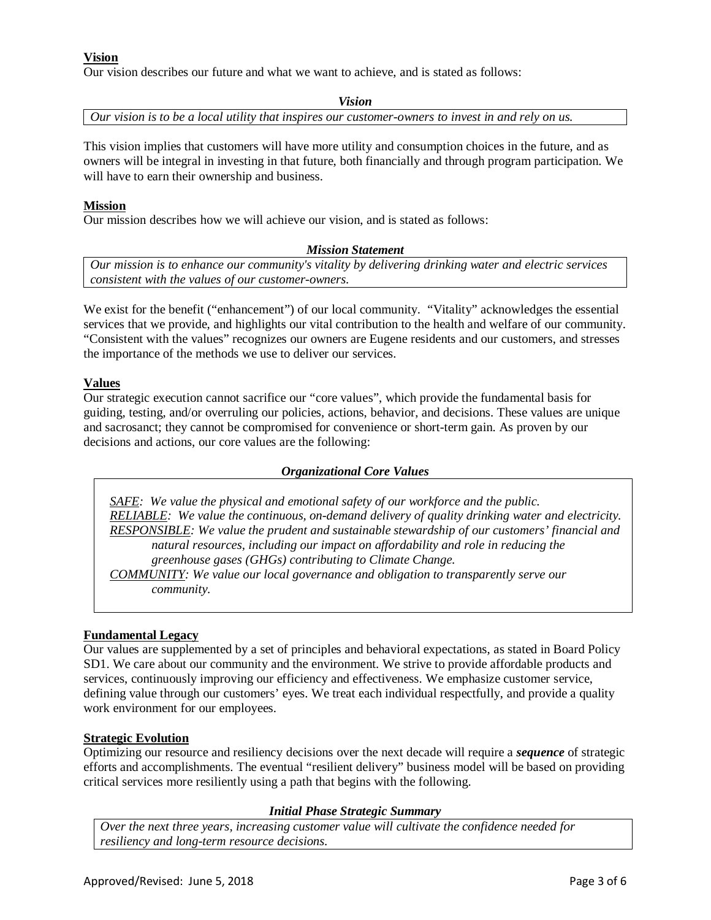## Vision

Our vision describes our future and what we want to achieve, and is stated as follows:

***Vision***

*Our vision is to be a local utility that inspires our customer-owners to invest in and rely on us.*

This vision implies that customers will have more utility and consumption choices in the future, and as owners will be integral in investing in that future, both financially and through program participation. We will have to earn their ownership and business.

## Mission

Our mission describes how we will achieve our vision, and is stated as follows:

***Mission Statement***

*Our mission is to enhance our community's vitality by delivering drinking water and electric services consistent with the values of our customer-owners.*

We exist for the benefit ("enhancement") of our local community. "Vitality" acknowledges the essential services that we provide, and highlights our vital contribution to the health and welfare of our community. "Consistent with the values" recognizes our owners are Eugene residents and our customers, and stresses the importance of the methods we use to deliver our services.

## Values

Our strategic execution cannot sacrifice our "core values", which provide the fundamental basis for guiding, testing, and/or overruling our policies, actions, behavior, and decisions. These values are unique and sacrosanct; they cannot be compromised for convenience or short-term gain. As proven by our decisions and actions, our core values are the following:

***Organizational Core Values***

*SAFE: We value the physical and emotional safety of our workforce and the public.*
*RELIABLE: We value the continuous, on-demand delivery of quality drinking water and electricity.*
*RESPONSIBLE: We value the prudent and sustainable stewardship of our customers' financial and natural resources, including our impact on affordability and role in reducing the greenhouse gases (GHGs) contributing to Climate Change.*
*COMMUNITY: We value our local governance and obligation to transparently serve our community.*

## Fundamental Legacy

Our values are supplemented by a set of principles and behavioral expectations, as stated in Board Policy SD1. We care about our community and the environment. We strive to provide affordable products and services, continuously improving our efficiency and effectiveness. We emphasize customer service, defining value through our customers' eyes. We treat each individual respectfully, and provide a quality work environment for our employees.

## Strategic Evolution

Optimizing our resource and resiliency decisions over the next decade will require a ***sequence*** of strategic efforts and accomplishments. The eventual "resilient delivery" business model will be based on providing critical services more resiliently using a path that begins with the following.

***Initial Phase Strategic Summary***

*Over the next three years, increasing customer value will cultivate the confidence needed for resiliency and long-term resource decisions.*

Approved/Revised: June 5, 2018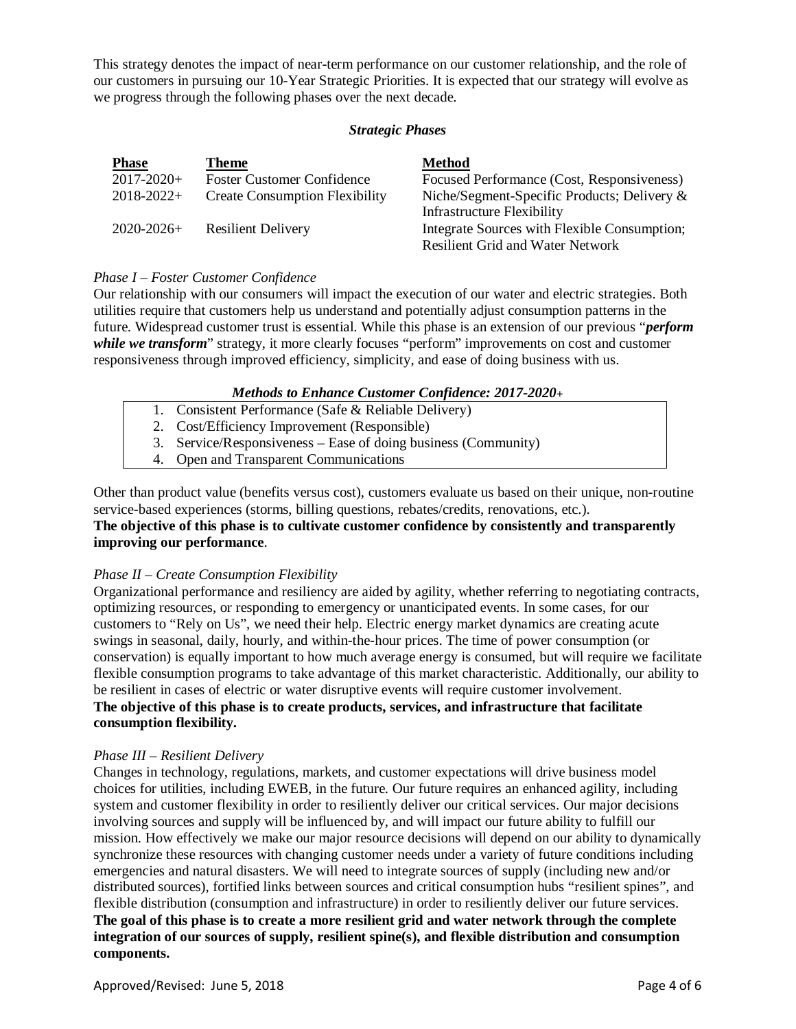This strategy denotes the impact of near-term performance on our customer relationship, and the role of our customers in pursuing our 10-Year Strategic Priorities. It is expected that our strategy will evolve as we progress through the following phases over the next decade.

***Strategic Phases***

| Phase | Theme | Method |
|---|---|---|
| 2017-2020+ | Foster Customer Confidence | Focused Performance (Cost, Responsiveness) |
| 2018-2022+ | Create Consumption Flexibility | Niche/Segment-Specific Products; Delivery & Infrastructure Flexibility |
| 2020-2026+ | Resilient Delivery | Integrate Sources with Flexible Consumption; Resilient Grid and Water Network |

*Phase I – Foster Customer Confidence*

Our relationship with our consumers will impact the execution of our water and electric strategies. Both utilities require that customers help us understand and potentially adjust consumption patterns in the future. Widespread customer trust is essential. While this phase is an extension of our previous "***perform while we transform***" strategy, it more clearly focuses "perform" improvements on cost and customer responsiveness through improved efficiency, simplicity, and ease of doing business with us.

***Methods to Enhance Customer Confidence: 2017-2020+***

1. Consistent Performance (Safe & Reliable Delivery)
2. Cost/Efficiency Improvement (Responsible)
3. Service/Responsiveness – Ease of doing business (Community)
4. Open and Transparent Communications

Other than product value (benefits versus cost), customers evaluate us based on their unique, non-routine service-based experiences (storms, billing questions, rebates/credits, renovations, etc.).

**The objective of this phase is to cultivate customer confidence by consistently and transparently improving our performance**.

*Phase II – Create Consumption Flexibility*

Organizational performance and resiliency are aided by agility, whether referring to negotiating contracts, optimizing resources, or responding to emergency or unanticipated events. In some cases, for our customers to "Rely on Us", we need their help. Electric energy market dynamics are creating acute swings in seasonal, daily, hourly, and within-the-hour prices. The time of power consumption (or conservation) is equally important to how much average energy is consumed, but will require we facilitate flexible consumption programs to take advantage of this market characteristic. Additionally, our ability to be resilient in cases of electric or water disruptive events will require customer involvement.

**The objective of this phase is to create products, services, and infrastructure that facilitate consumption flexibility.**

*Phase III – Resilient Delivery*

Changes in technology, regulations, markets, and customer expectations will drive business model choices for utilities, including EWEB, in the future. Our future requires an enhanced agility, including system and customer flexibility in order to resiliently deliver our critical services. Our major decisions involving sources and supply will be influenced by, and will impact our future ability to fulfill our mission. How effectively we make our major resource decisions will depend on our ability to dynamically synchronize these resources with changing customer needs under a variety of future conditions including emergencies and natural disasters. We will need to integrate sources of supply (including new and/or distributed sources), fortified links between sources and critical consumption hubs "resilient spines", and flexible distribution (consumption and infrastructure) in order to resiliently deliver our future services.

**The goal of this phase is to create a more resilient grid and water network through the complete integration of our sources of supply, resilient spine(s), and flexible distribution and consumption components.**

Approved/Revised: June 5, 2018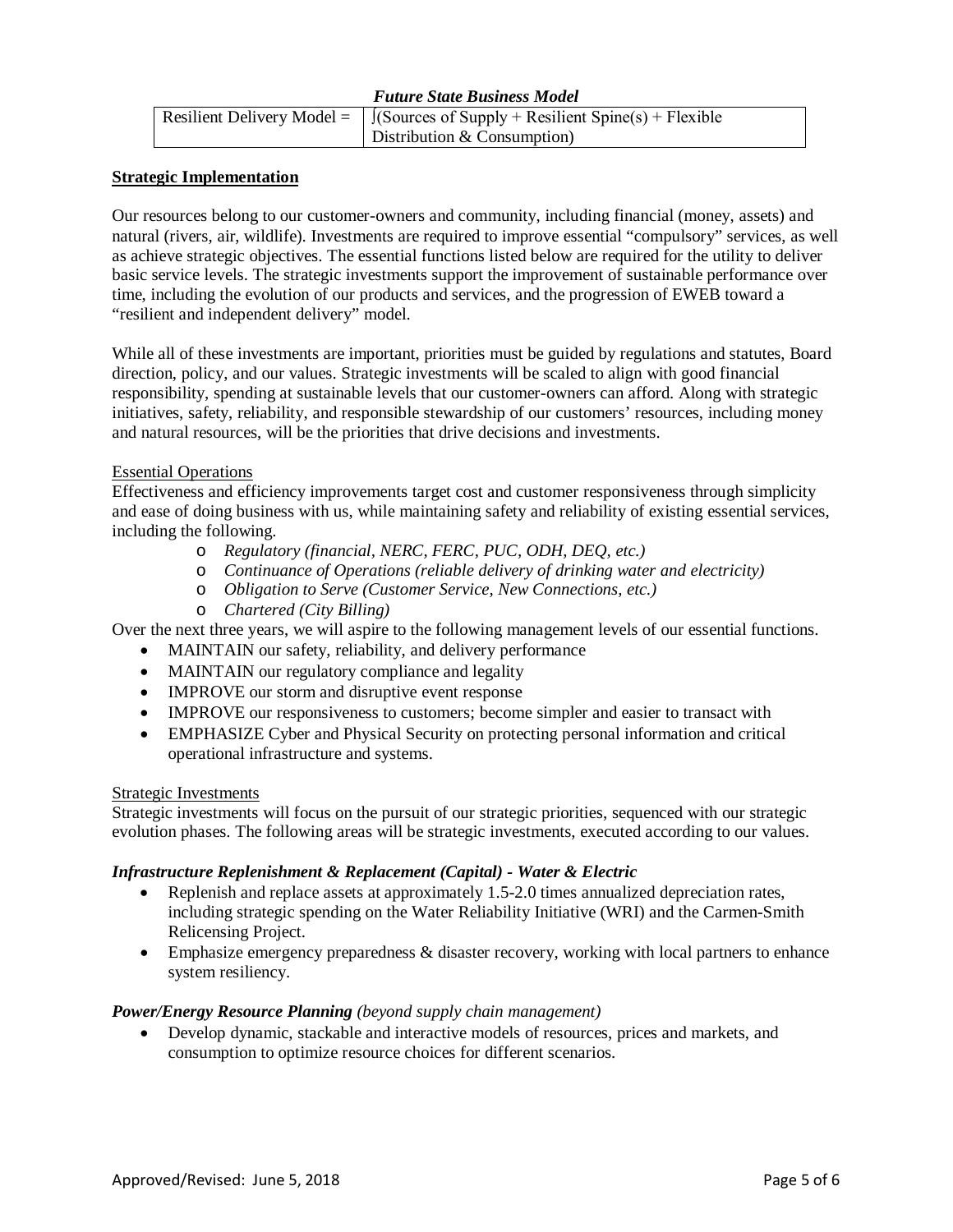***Future State Business Model***

| Resilient Delivery Model = | ∫(Sources of Supply + Resilient Spine(s) + Flexible Distribution & Consumption) |
|---|---|

**<u>Strategic Implementation</u>**

Our resources belong to our customer-owners and community, including financial (money, assets) and natural (rivers, air, wildlife). Investments are required to improve essential "compulsory" services, as well as achieve strategic objectives. The essential functions listed below are required for the utility to deliver basic service levels. The strategic investments support the improvement of sustainable performance over time, including the evolution of our products and services, and the progression of EWEB toward a "resilient and independent delivery" model.

While all of these investments are important, priorities must be guided by regulations and statutes, Board direction, policy, and our values. Strategic investments will be scaled to align with good financial responsibility, spending at sustainable levels that our customer-owners can afford. Along with strategic initiatives, safety, reliability, and responsible stewardship of our customers' resources, including money and natural resources, will be the priorities that drive decisions and investments.

<u>Essential Operations</u>

Effectiveness and efficiency improvements target cost and customer responsiveness through simplicity and ease of doing business with us, while maintaining safety and reliability of existing essential services, including the following.

- *Regulatory (financial, NERC, FERC, PUC, ODH, DEQ, etc.)*
- *Continuance of Operations (reliable delivery of drinking water and electricity)*
- *Obligation to Serve (Customer Service, New Connections, etc.)*
- *Chartered (City Billing)*

Over the next three years, we will aspire to the following management levels of our essential functions.

- MAINTAIN our safety, reliability, and delivery performance
- MAINTAIN our regulatory compliance and legality
- IMPROVE our storm and disruptive event response
- IMPROVE our responsiveness to customers; become simpler and easier to transact with
- EMPHASIZE Cyber and Physical Security on protecting personal information and critical operational infrastructure and systems.

<u>Strategic Investments</u>

Strategic investments will focus on the pursuit of our strategic priorities, sequenced with our strategic evolution phases. The following areas will be strategic investments, executed according to our values.

***Infrastructure Replenishment & Replacement (Capital) - Water & Electric***

- Replenish and replace assets at approximately 1.5-2.0 times annualized depreciation rates, including strategic spending on the Water Reliability Initiative (WRI) and the Carmen-Smith Relicensing Project.
- Emphasize emergency preparedness & disaster recovery, working with local partners to enhance system resiliency.

***Power/Energy Resource Planning*** *(beyond supply chain management)*

- Develop dynamic, stackable and interactive models of resources, prices and markets, and consumption to optimize resource choices for different scenarios.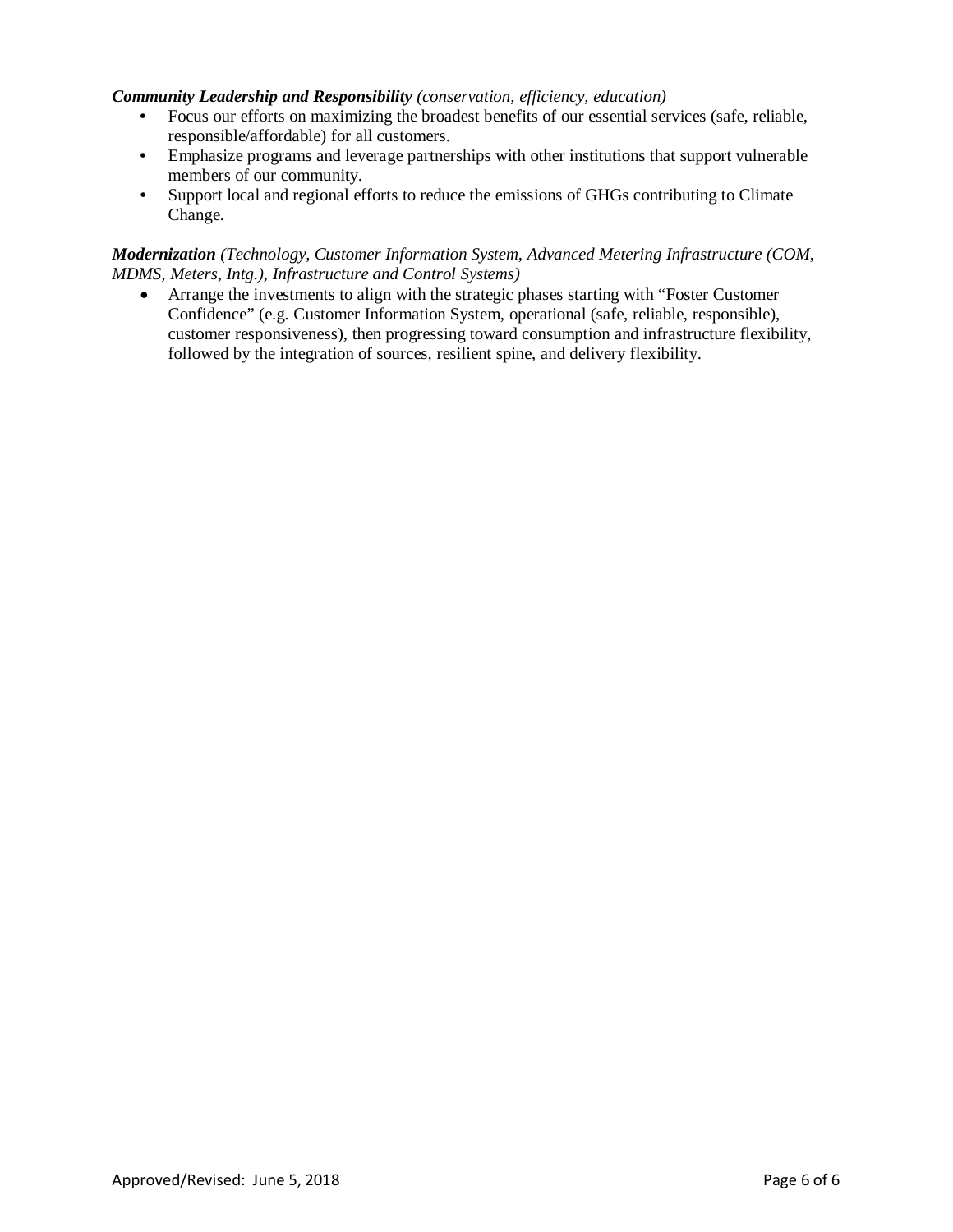***Community Leadership and Responsibility*** *(conservation, efficiency, education)*

- Focus our efforts on maximizing the broadest benefits of our essential services (safe, reliable, responsible/affordable) for all customers.
- Emphasize programs and leverage partnerships with other institutions that support vulnerable members of our community.
- Support local and regional efforts to reduce the emissions of GHGs contributing to Climate Change.

***Modernization*** *(Technology, Customer Information System, Advanced Metering Infrastructure (COM, MDMS, Meters, Intg.), Infrastructure and Control Systems)*

- Arrange the investments to align with the strategic phases starting with "Foster Customer Confidence" (e.g. Customer Information System, operational (safe, reliable, responsible), customer responsiveness), then progressing toward consumption and infrastructure flexibility, followed by the integration of sources, resilient spine, and delivery flexibility.

Approved/Revised: June 5, 2018